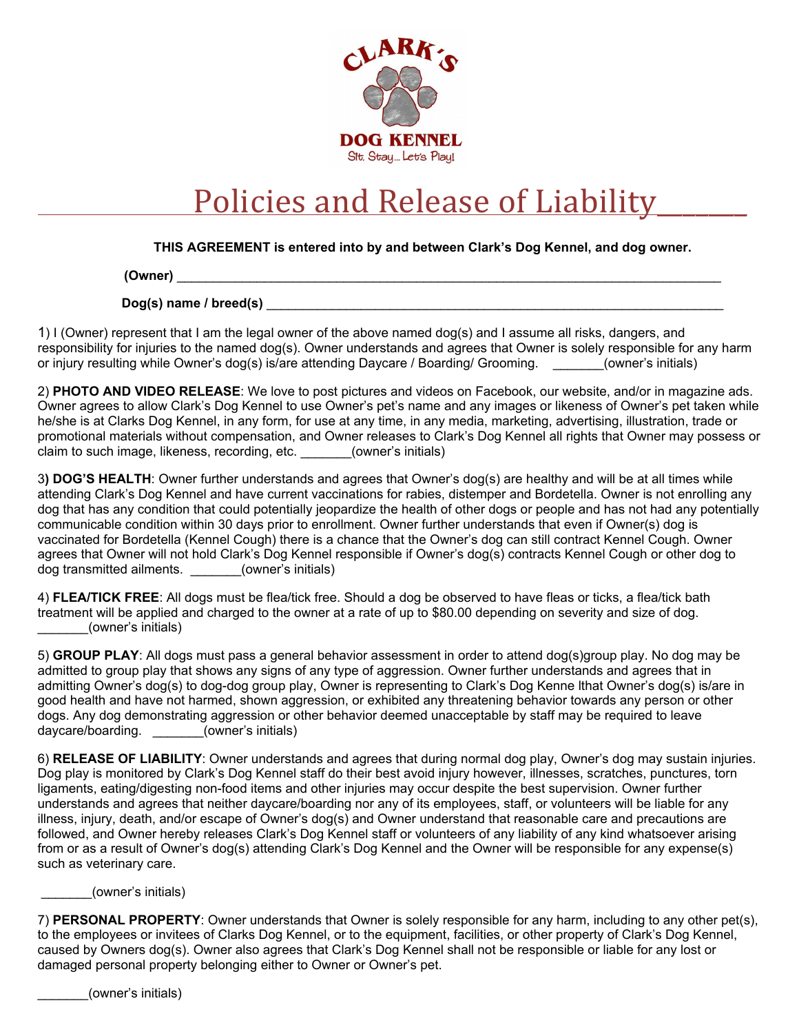CLARK'S

DOG KENNEL

Sit. Stay... Let's Play!

# Policies and Release of Liability

**THIS AGREEMENT is entered into by and between Clark's Dog Kennel, and dog owner.**

**(Owner)** ___________________________________________________________________________

**Dog(s) name / breed(s)** ______________________________________________________________

1) I (Owner) represent that I am the legal owner of the above named dog(s) and I assume all risks, dangers, and responsibility for injuries to the named dog(s). Owner understands and agrees that Owner is solely responsible for any harm or injury resulting while Owner's dog(s) is/are attending Daycare / Boarding/ Grooming. _______(owner's initials)

2) **PHOTO AND VIDEO RELEASE**: We love to post pictures and videos on Facebook, our website, and/or in magazine ads. Owner agrees to allow Clark's Dog Kennel to use Owner's pet's name and any images or likeness of Owner's pet taken while he/she is at Clarks Dog Kennel, in any form, for use at any time, in any media, marketing, advertising, illustration, trade or promotional materials without compensation, and Owner releases to Clark's Dog Kennel all rights that Owner may possess or claim to such image, likeness, recording, etc. _______(owner's initials)

3**) DOG'S HEALTH**: Owner further understands and agrees that Owner's dog(s) are healthy and will be at all times while attending Clark's Dog Kennel and have current vaccinations for rabies, distemper and Bordetella. Owner is not enrolling any dog that has any condition that could potentially jeopardize the health of other dogs or people and has not had any potentially communicable condition within 30 days prior to enrollment. Owner further understands that even if Owner(s) dog is vaccinated for Bordetella (Kennel Cough) there is a chance that the Owner's dog can still contract Kennel Cough. Owner agrees that Owner will not hold Clark's Dog Kennel responsible if Owner's dog(s) contracts Kennel Cough or other dog to dog transmitted ailments. _______(owner's initials)

4) **FLEA/TICK FREE**: All dogs must be flea/tick free. Should a dog be observed to have fleas or ticks, a flea/tick bath treatment will be applied and charged to the owner at a rate of up to $80.00 depending on severity and size of dog. _______(owner's initials)

5) **GROUP PLAY**: All dogs must pass a general behavior assessment in order to attend dog(s)group play. No dog may be admitted to group play that shows any signs of any type of aggression. Owner further understands and agrees that in admitting Owner's dog(s) to dog-dog group play, Owner is representing to Clark's Dog Kenne lthat Owner's dog(s) is/are in good health and have not harmed, shown aggression, or exhibited any threatening behavior towards any person or other dogs. Any dog demonstrating aggression or other behavior deemed unacceptable by staff may be required to leave daycare/boarding. _______(owner's initials)

6) **RELEASE OF LIABILITY**: Owner understands and agrees that during normal dog play, Owner's dog may sustain injuries. Dog play is monitored by Clark's Dog Kennel staff do their best avoid injury however, illnesses, scratches, punctures, torn ligaments, eating/digesting non-food items and other injuries may occur despite the best supervision. Owner further understands and agrees that neither daycare/boarding nor any of its employees, staff, or volunteers will be liable for any illness, injury, death, and/or escape of Owner's dog(s) and Owner understand that reasonable care and precautions are followed, and Owner hereby releases Clark's Dog Kennel staff or volunteers of any liability of any kind whatsoever arising from or as a result of Owner's dog(s) attending Clark's Dog Kennel and the Owner will be responsible for any expense(s) such as veterinary care.

_______(owner's initials)

7) **PERSONAL PROPERTY**: Owner understands that Owner is solely responsible for any harm, including to any other pet(s), to the employees or invitees of Clarks Dog Kennel, or to the equipment, facilities, or other property of Clark's Dog Kennel, caused by Owners dog(s). Owner also agrees that Clark's Dog Kennel shall not be responsible or liable for any lost or damaged personal property belonging either to Owner or Owner's pet.

_______(owner's initials)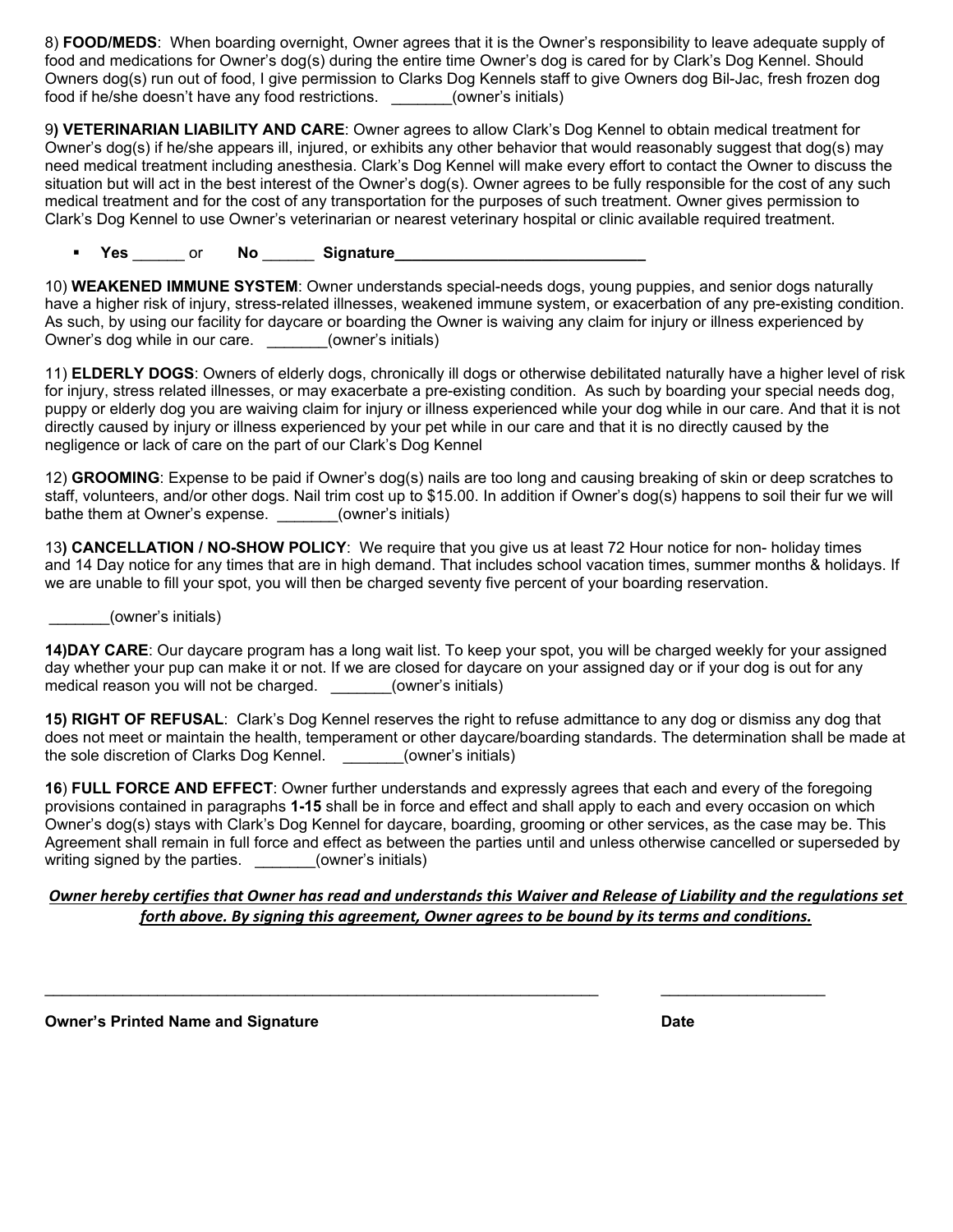8) **FOOD/MEDS**: When boarding overnight, Owner agrees that it is the Owner's responsibility to leave adequate supply of food and medications for Owner's dog(s) during the entire time Owner's dog is cared for by Clark's Dog Kennel. Should Owners dog(s) run out of food, I give permission to Clarks Dog Kennels staff to give Owners dog Bil-Jac, fresh frozen dog food if he/she doesn't have any food restrictions. _______(owner's initials)

9**) VETERINARIAN LIABILITY AND CARE**: Owner agrees to allow Clark's Dog Kennel to obtain medical treatment for Owner's dog(s) if he/she appears ill, injured, or exhibits any other behavior that would reasonably suggest that dog(s) may need medical treatment including anesthesia. Clark's Dog Kennel will make every effort to contact the Owner to discuss the situation but will act in the best interest of the Owner's dog(s). Owner agrees to be fully responsible for the cost of any such medical treatment and for the cost of any transportation for the purposes of such treatment. Owner gives permission to Clark's Dog Kennel to use Owner's veterinarian or nearest veterinary hospital or clinic available required treatment.

- **Yes** ______ or **No** ______ **Signature**_____________________________

10) **WEAKENED IMMUNE SYSTEM**: Owner understands special-needs dogs, young puppies, and senior dogs naturally have a higher risk of injury, stress-related illnesses, weakened immune system, or exacerbation of any pre-existing condition. As such, by using our facility for daycare or boarding the Owner is waiving any claim for injury or illness experienced by Owner's dog while in our care. _______(owner's initials)

11) **ELDERLY DOGS**: Owners of elderly dogs, chronically ill dogs or otherwise debilitated naturally have a higher level of risk for injury, stress related illnesses, or may exacerbate a pre-existing condition. As such by boarding your special needs dog, puppy or elderly dog you are waiving claim for injury or illness experienced while your dog while in our care. And that it is not directly caused by injury or illness experienced by your pet while in our care and that it is no directly caused by the negligence or lack of care on the part of our Clark's Dog Kennel

12) **GROOMING**: Expense to be paid if Owner's dog(s) nails are too long and causing breaking of skin or deep scratches to staff, volunteers, and/or other dogs. Nail trim cost up to $15.00. In addition if Owner's dog(s) happens to soil their fur we will bathe them at Owner's expense. _______(owner's initials)

13**) CANCELLATION / NO-SHOW POLICY**: We require that you give us at least 72 Hour notice for non- holiday times and 14 Day notice for any times that are in high demand. That includes school vacation times, summer months & holidays. If we are unable to fill your spot, you will then be charged seventy five percent of your boarding reservation.

_______(owner's initials)

**14)DAY CARE**: Our daycare program has a long wait list. To keep your spot, you will be charged weekly for your assigned day whether your pup can make it or not. If we are closed for daycare on your assigned day or if your dog is out for any medical reason you will not be charged. _______(owner's initials)

**15) RIGHT OF REFUSAL**: Clark's Dog Kennel reserves the right to refuse admittance to any dog or dismiss any dog that does not meet or maintain the health, temperament or other daycare/boarding standards. The determination shall be made at the sole discretion of Clarks Dog Kennel. _______(owner's initials)

**16**) **FULL FORCE AND EFFECT**: Owner further understands and expressly agrees that each and every of the foregoing provisions contained in paragraphs **1-15** shall be in force and effect and shall apply to each and every occasion on which Owner's dog(s) stays with Clark's Dog Kennel for daycare, boarding, grooming or other services, as the case may be. This Agreement shall remain in full force and effect as between the parties until and unless otherwise cancelled or superseded by writing signed by the parties. _______(owner's initials)

***Owner hereby certifies that Owner has read and understands this Waiver and Release of Liability and the regulations set forth above. By signing this agreement, Owner agrees to be bound by its terms and conditions.***

_________________________________________________________________ ___________________

**Owner's Printed Name and Signature** **Date**